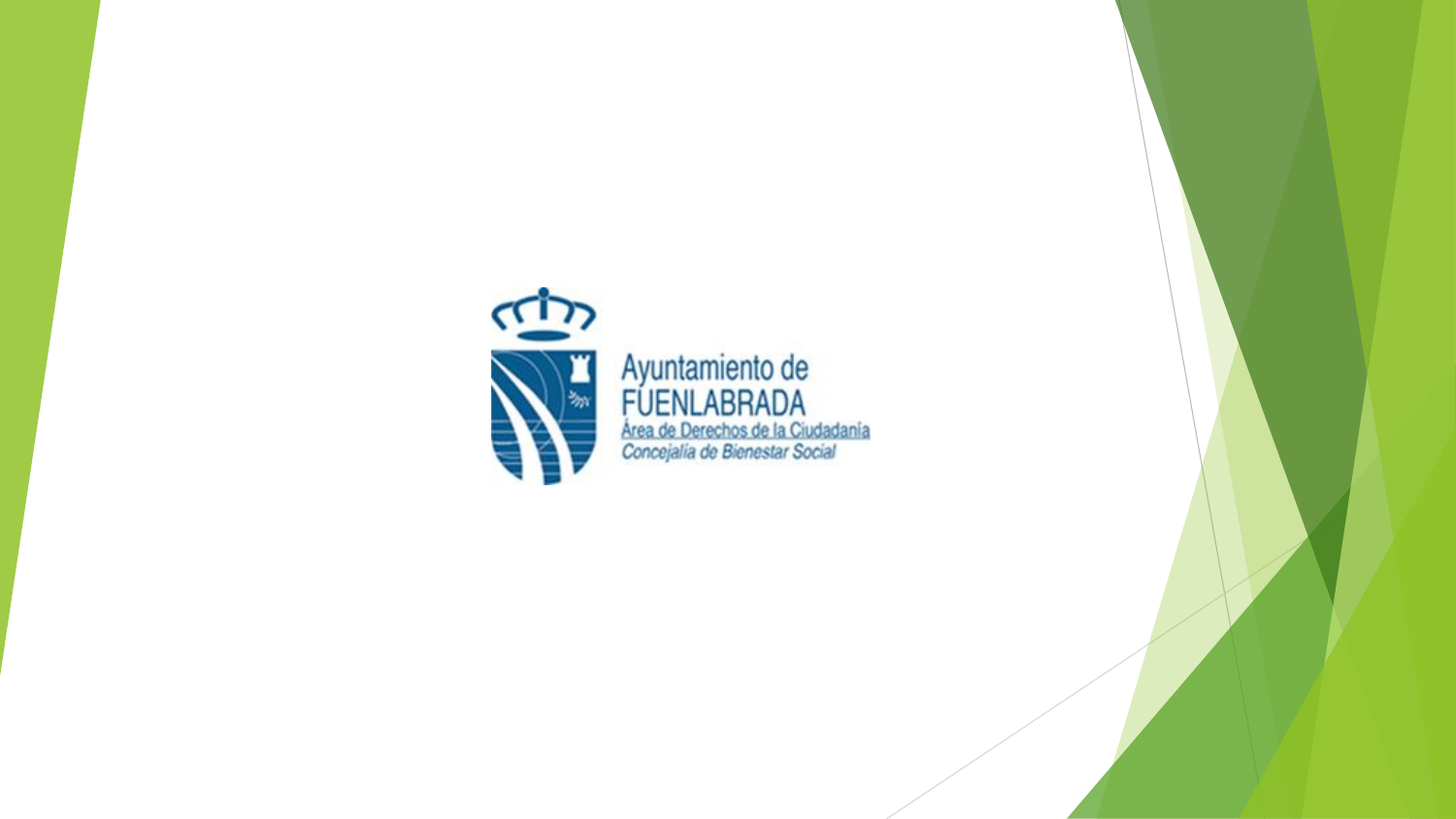Ayuntamiento de
FUENLABRADA
Área de Derechos de la Ciudadanía
*Concejalía de Bienestar Social*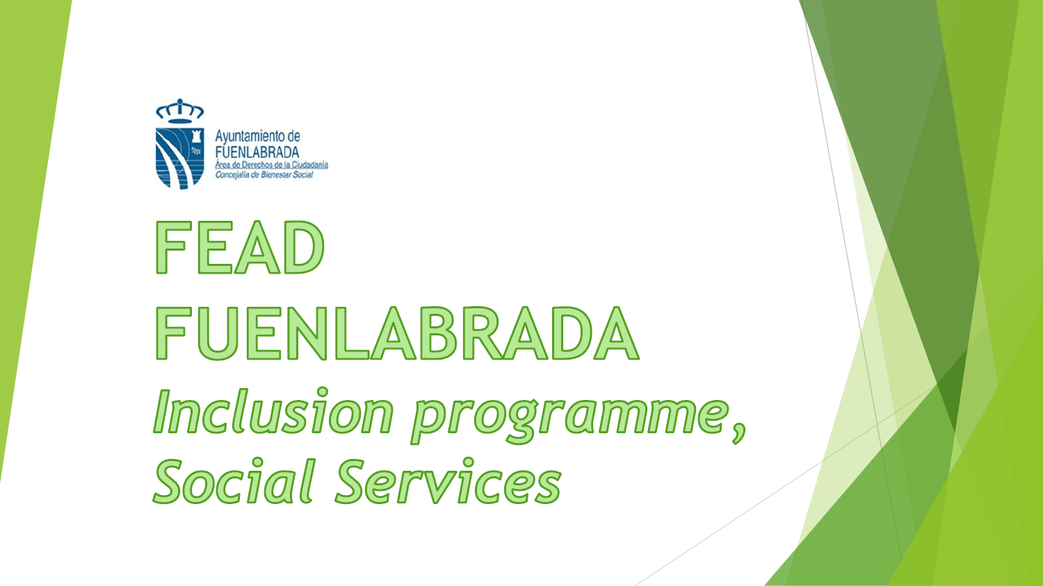Ayuntamiento de
FUENLABRADA
Área de Derechos de la Ciudadanía
Concejalía de Bienestar Social

# FEAD FUENLABRADA

## *Inclusion programme, Social Services*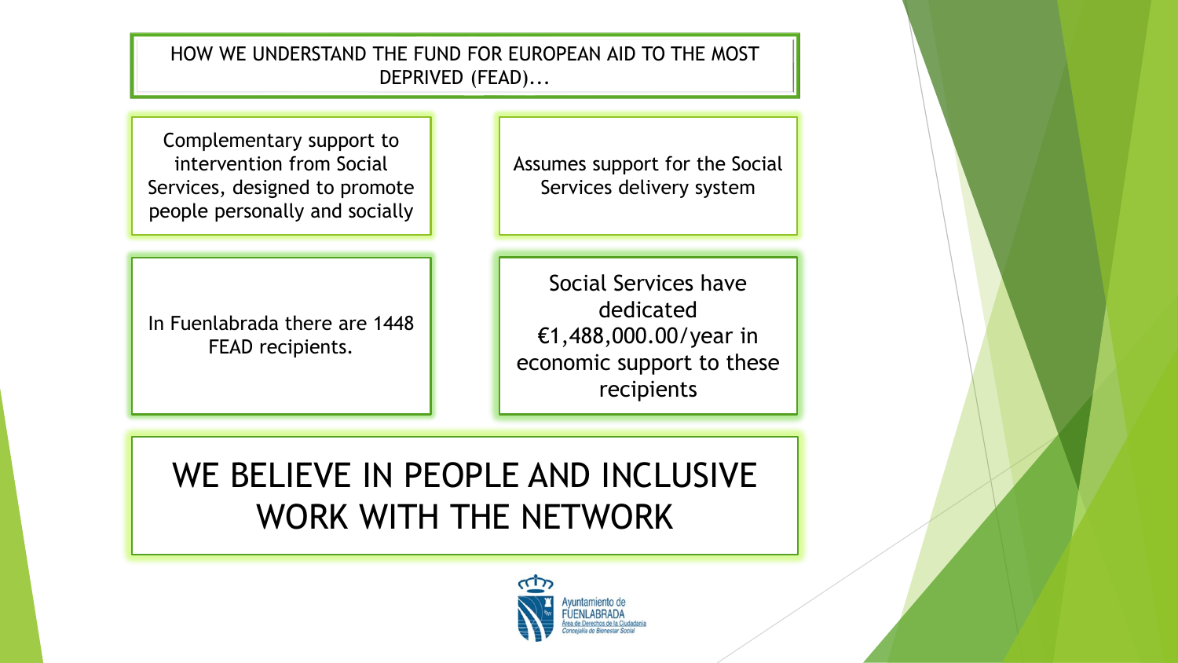## HOW WE UNDERSTAND THE FUND FOR EUROPEAN AID TO THE MOST DEPRIVED (FEAD)...

Complementary support to intervention from Social Services, designed to promote people personally and socially

Assumes support for the Social Services delivery system

In Fuenlabrada there are 1448 FEAD recipients.

Social Services have dedicated €1,488,000.00/year in economic support to these recipients

# WE BELIEVE IN PEOPLE AND INCLUSIVE WORK WITH THE NETWORK

Ayuntamiento de FUENLABRADA
Área de Derechos de la Ciudadanía
Concejalía de Bienestar Social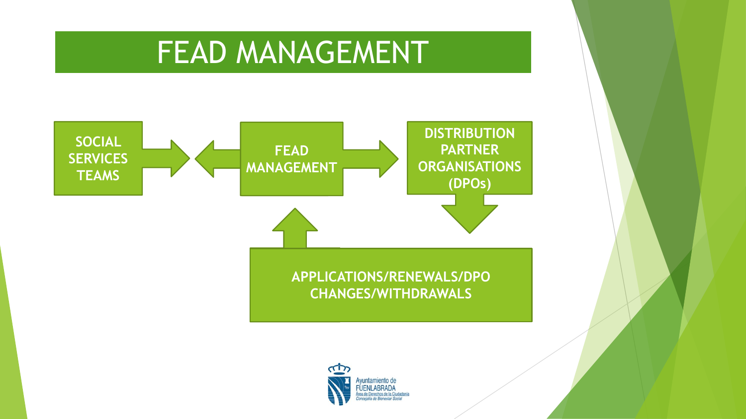# FEAD MANAGEMENT

SOCIAL SERVICES TEAMS

FEAD MANAGEMENT

DISTRIBUTION PARTNER ORGANISATIONS (DPOs)

APPLICATIONS/RENEWALS/DPO CHANGES/WITHDRAWALS

Ayuntamiento de FUENLABRADA
Área de Derechos de la Ciudadanía
Concejalía de Bienestar Social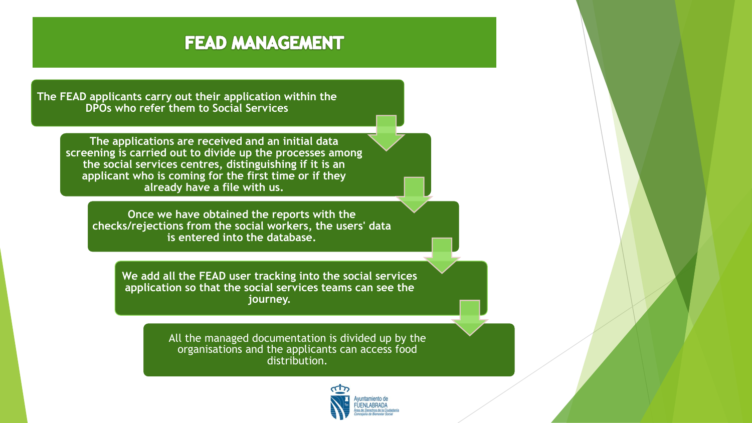# FEAD MANAGEMENT

**The FEAD applicants carry out their application within the DPOs who refer them to Social Services**

**The applications are received and an initial data screening is carried out to divide up the processes among the social services centres, distinguishing if it is an applicant who is coming for the first time or if they already have a file with us.**

**Once we have obtained the reports with the checks/rejections from the social workers, the users' data is entered into the database.**

**We add all the FEAD user tracking into the social services application so that the social services teams can see the journey.**

All the managed documentation is divided up by the organisations and the applicants can access food distribution.

Ayuntamiento de FUENLABRADA

*Área de Derechos de la Ciudadanía*

*Concejalía de Bienestar Social*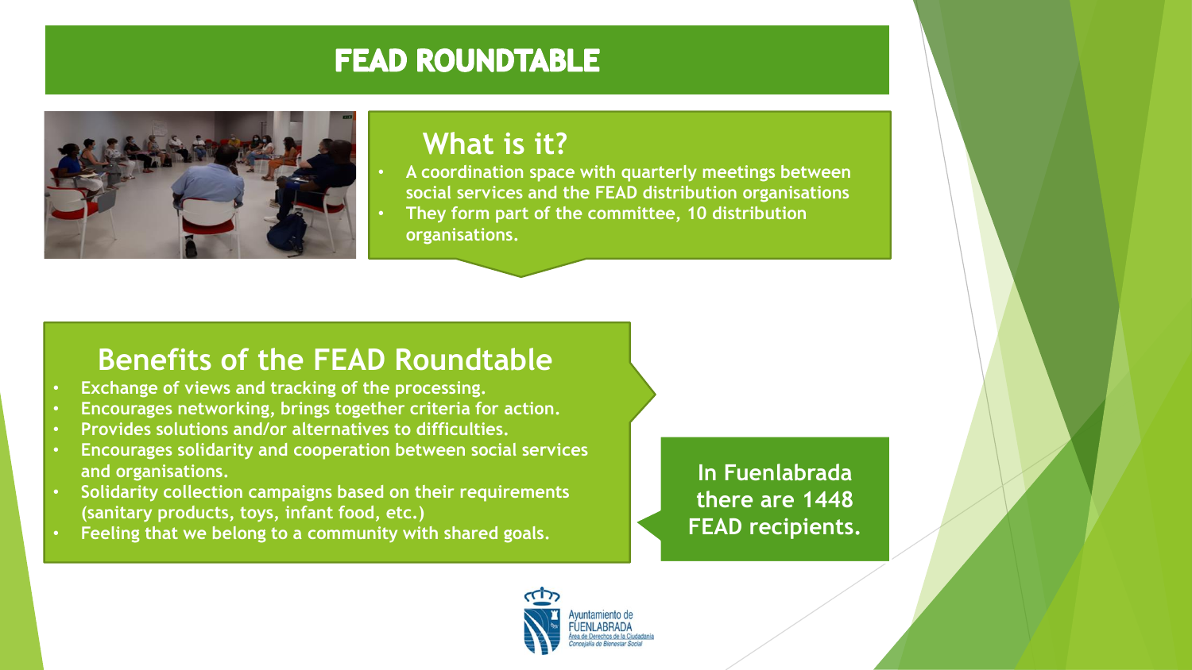# FEAD ROUNDTABLE

## What is it?

- A coordination space with quarterly meetings between social services and the FEAD distribution organisations
- They form part of the committee, 10 distribution organisations.

## Benefits of the FEAD Roundtable

- Exchange of views and tracking of the processing.
- Encourages networking, brings together criteria for action.
- Provides solutions and/or alternatives to difficulties.
- Encourages solidarity and cooperation between social services and organisations.
- Solidarity collection campaigns based on their requirements (sanitary products, toys, infant food, etc.)
- Feeling that we belong to a community with shared goals.

**In Fuenlabrada there are 1448 FEAD recipients.**

Ayuntamiento de FUENLABRADA
Área de Derechos de la Ciudadanía
Concejalía de Bienestar Social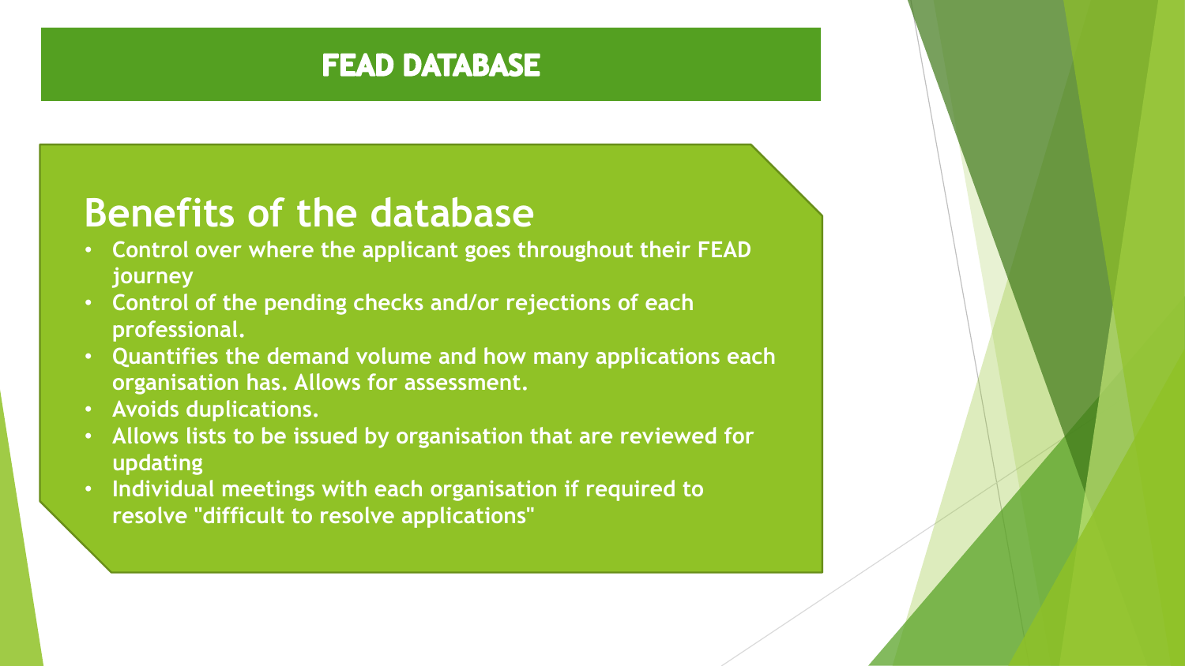# FEAD DATABASE

## Benefits of the database

- Control over where the applicant goes throughout their FEAD journey
- Control of the pending checks and/or rejections of each professional.
- Quantifies the demand volume and how many applications each organisation has. Allows for assessment.
- Avoids duplications.
- Allows lists to be issued by organisation that are reviewed for updating
- Individual meetings with each organisation if required to resolve "difficult to resolve applications"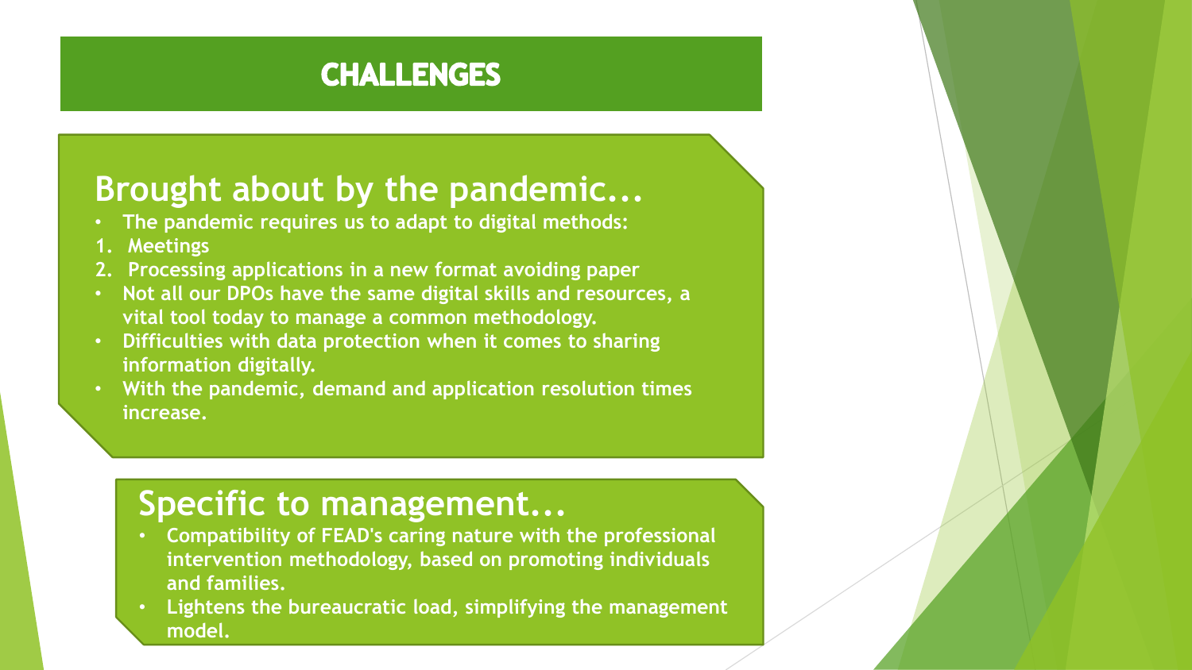# CHALLENGES

## Brought about by the pandemic...

- The pandemic requires us to adapt to digital methods:

1. Meetings
2. Processing applications in a new format avoiding paper

- Not all our DPOs have the same digital skills and resources, a vital tool today to manage a common methodology.
- Difficulties with data protection when it comes to sharing information digitally.
- With the pandemic, demand and application resolution times increase.

## Specific to management...

- Compatibility of FEAD's caring nature with the professional intervention methodology, based on promoting individuals and families.
- Lightens the bureaucratic load, simplifying the management model.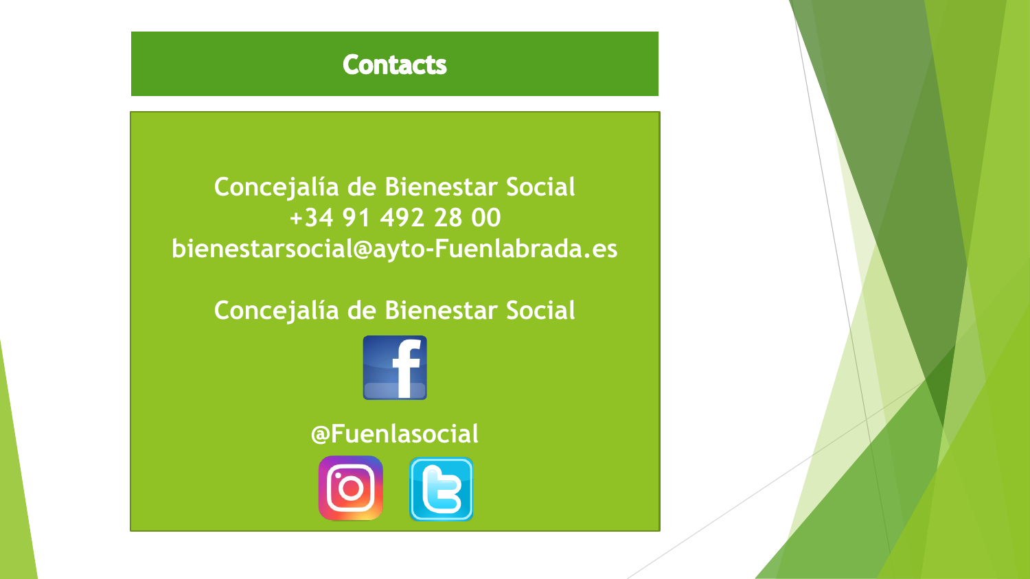## Contacts

Concejalía de Bienestar Social
+34 91 492 28 00
bienestarsocial@ayto-Fuenlabrada.es

Concejalía de Bienestar Social

@Fuenlasocial